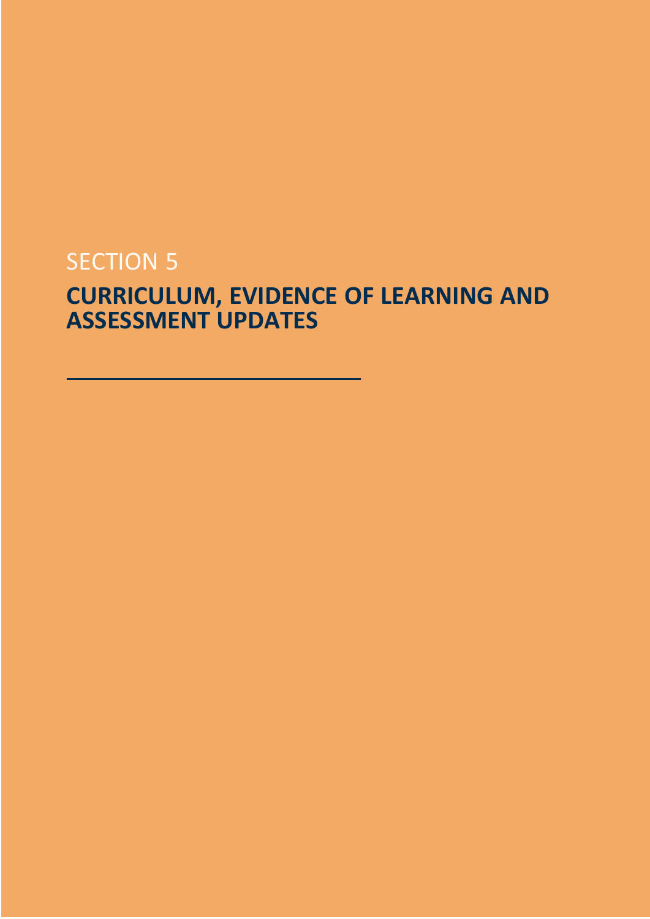SECTION 5

# CURRICULUM, EVIDENCE OF LEARNING AND ASSESSMENT UPDATES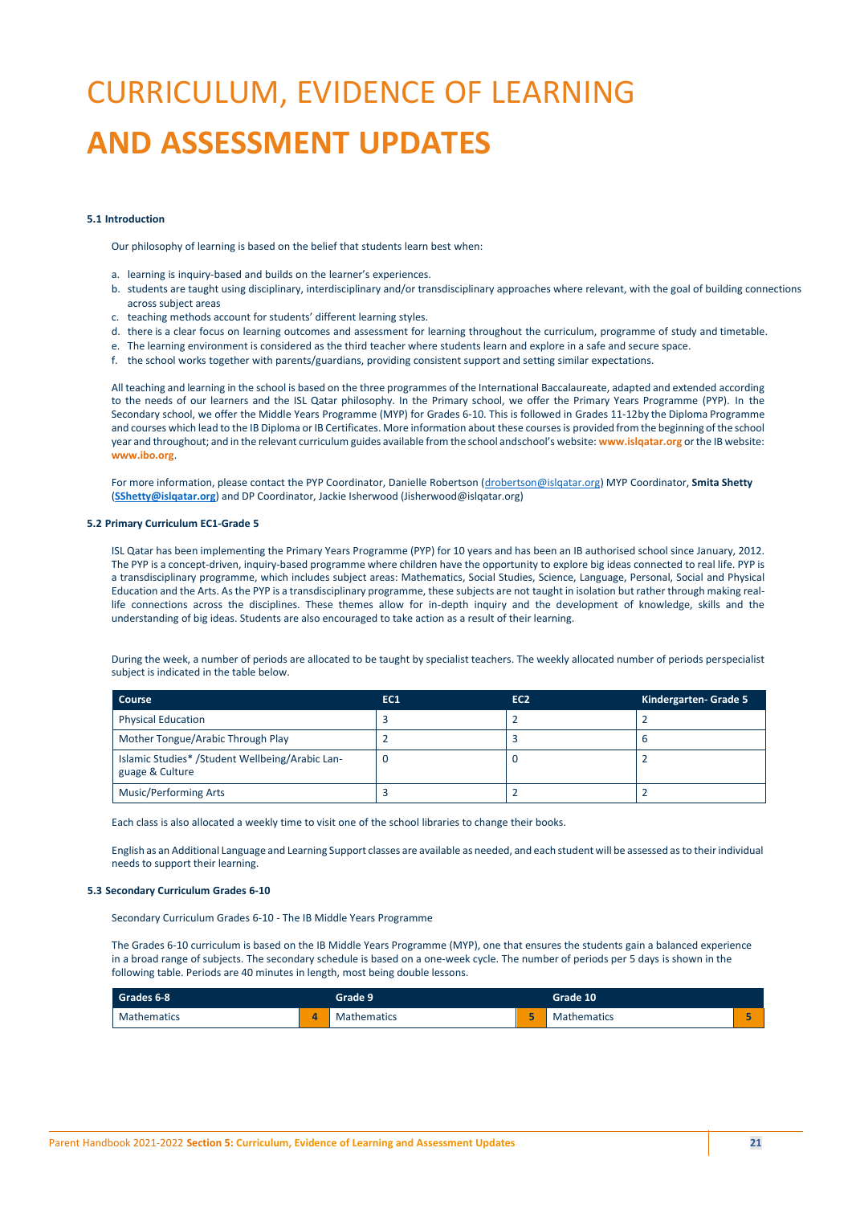# CURRICULUM, EVIDENCE OF LEARNING

# AND ASSESSMENT UPDATES

#### 5.1 Introduction

Our philosophy of learning is based on the belief that students learn best when:

a. learning is inquiry-based and builds on the learner's experiences.
b. students are taught using disciplinary, interdisciplinary and/or transdisciplinary approaches where relevant, with the goal of building connections across subject areas
c. teaching methods account for students' different learning styles.
d. there is a clear focus on learning outcomes and assessment for learning throughout the curriculum, programme of study and timetable.
e. The learning environment is considered as the third teacher where students learn and explore in a safe and secure space.
f. the school works together with parents/guardians, providing consistent support and setting similar expectations.

All teaching and learning in the school is based on the three programmes of the International Baccalaureate, adapted and extended according to the needs of our learners and the ISL Qatar philosophy. In the Primary school, we offer the Primary Years Programme (PYP). In the Secondary school, we offer the Middle Years Programme (MYP) for Grades 6-10. This is followed in Grades 11-12by the Diploma Programme and courses which lead to the IB Diploma or IB Certificates. More information about these courses is provided from the beginning of the school year and throughout; and in the relevant curriculum guides available from the school andschool's website: **www.islqatar.org** or the IB website: **www.ibo.org**.

For more information, please contact the PYP Coordinator, Danielle Robertson (drobertson@islqatar.org) MYP Coordinator, **Smita Shetty** (**SShetty@islqatar.org**) and DP Coordinator, Jackie Isherwood (Jisherwood@islqatar.org)

#### 5.2 Primary Curriculum EC1-Grade 5

ISL Qatar has been implementing the Primary Years Programme (PYP) for 10 years and has been an IB authorised school since January, 2012. The PYP is a concept-driven, inquiry-based programme where children have the opportunity to explore big ideas connected to real life. PYP is a transdisciplinary programme, which includes subject areas: Mathematics, Social Studies, Science, Language, Personal, Social and Physical Education and the Arts. As the PYP is a transdisciplinary programme, these subjects are not taught in isolation but rather through making real-life connections across the disciplines. These themes allow for in-depth inquiry and the development of knowledge, skills and the understanding of big ideas. Students are also encouraged to take action as a result of their learning.

During the week, a number of periods are allocated to be taught by specialist teachers. The weekly allocated number of periods perspecialist subject is indicated in the table below.

| Course | EC1 | EC2 | Kindergarten- Grade 5 |
|---|---|---|---|
| Physical Education | 3 | 2 | 2 |
| Mother Tongue/Arabic Through Play | 2 | 3 | 6 |
| Islamic Studies* /Student Wellbeing/Arabic Language & Culture | 0 | 0 | 2 |
| Music/Performing Arts | 3 | 2 | 2 |

Each class is also allocated a weekly time to visit one of the school libraries to change their books.

English as an Additional Language and Learning Support classes are available as needed, and each student will be assessed as to their individual needs to support their learning.

#### 5.3 Secondary Curriculum Grades 6-10

Secondary Curriculum Grades 6-10 - The IB Middle Years Programme

The Grades 6-10 curriculum is based on the IB Middle Years Programme (MYP), one that ensures the students gain a balanced experience in a broad range of subjects. The secondary schedule is based on a one-week cycle. The number of periods per 5 days is shown in the following table. Periods are 40 minutes in length, most being double lessons.

| Grades 6-8 | | Grade 9 | | Grade 10 | |
|---|---|---|---|---|---|
| Mathematics | 4 | Mathematics | 5 | Mathematics | 5 |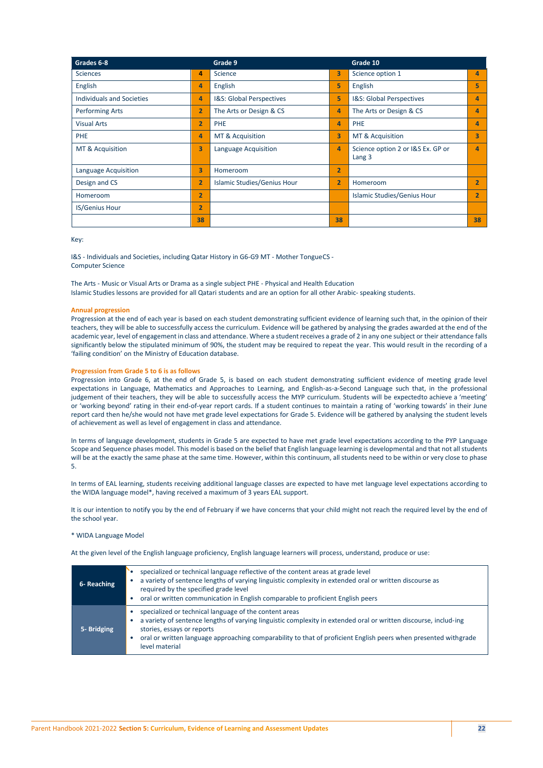| Grades 6-8 | | Grade 9 | | Grade 10 | |
|---|---|---|---|---|---|
| Sciences | 4 | Science | 3 | Science option 1 | 4 |
| English | 4 | English | 5 | English | 5 |
| Individuals and Societies | 4 | I&S: Global Perspectives | 5 | I&S: Global Perspectives | 4 |
| Performing Arts | 2 | The Arts or Design & CS | 4 | The Arts or Design & CS | 4 |
| Visual Arts | 2 | PHE | 4 | PHE | 4 |
| PHE | 4 | MT & Acquisition | 3 | MT & Acquisition | 3 |
| MT & Acquisition | 3 | Language Acquisition | 4 | Science option 2 or I&S Ex. GP or Lang 3 | 4 |
| Language Acquisition | 3 | Homeroom | 2 | | |
| Design and CS | 2 | Islamic Studies/Genius Hour | 2 | Homeroom | 2 |
| Homeroom | 2 | | | Islamic Studies/Genius Hour | 2 |
| IS/Genius Hour | 2 | | | | |
| | 38 | | 38 | | 38 |

Key:

I&S - Individuals and Societies, including Qatar History in G6-G9 MT - Mother TongueCS - Computer Science

The Arts - Music or Visual Arts or Drama as a single subject PHE - Physical and Health Education
Islamic Studies lessons are provided for all Qatari students and are an option for all other Arabic- speaking students.

### Annual progression

Progression at the end of each year is based on each student demonstrating sufficient evidence of learning such that, in the opinion of their teachers, they will be able to successfully access the curriculum. Evidence will be gathered by analysing the grades awarded at the end of the academic year, level of engagement in class and attendance. Where a student receives a grade of 2 in any one subject or their attendance falls significantly below the stipulated minimum of 90%, the student may be required to repeat the year. This would result in the recording of a 'failing condition' on the Ministry of Education database.

### Progression from Grade 5 to 6 is as follows

Progression into Grade 6, at the end of Grade 5, is based on each student demonstrating sufficient evidence of meeting grade level expectations in Language, Mathematics and Approaches to Learning, and English-as-a-Second Language such that, in the professional judgement of their teachers, they will be able to successfully access the MYP curriculum. Students will be expectedto achieve a 'meeting' or 'working beyond' rating in their end-of-year report cards. If a student continues to maintain a rating of 'working towards' in their June report card then he/she would not have met grade level expectations for Grade 5. Evidence will be gathered by analysing the student levels of achievement as well as level of engagement in class and attendance.

In terms of language development, students in Grade 5 are expected to have met grade level expectations according to the PYP Language Scope and Sequence phases model. This model is based on the belief that English language learning is developmental and that not all students will be at the exactly the same phase at the same time. However, within this continuum, all students need to be within or very close to phase 5.

In terms of EAL learning, students receiving additional language classes are expected to have met language level expectations according to the WIDA language model*, having received a maximum of 3 years EAL support.

It is our intention to notify you by the end of February if we have concerns that your child might not reach the required level by the end of the school year.

* WIDA Language Model

At the given level of the English language proficiency, English language learners will process, understand, produce or use:

| Level | Description |
|---|---|
| 6- Reaching | • specialized or technical language reflective of the content areas at grade level<br>• a variety of sentence lengths of varying linguistic complexity in extended oral or written discourse as required by the specified grade level<br>• oral or written communication in English comparable to proficient English peers |
| 5- Bridging | • specialized or technical language of the content areas<br>• a variety of sentence lengths of varying linguistic complexity in extended oral or written discourse, includ-ing stories, essays or reports<br>• oral or written language approaching comparability to that of proficient English peers when presented withgrade level material |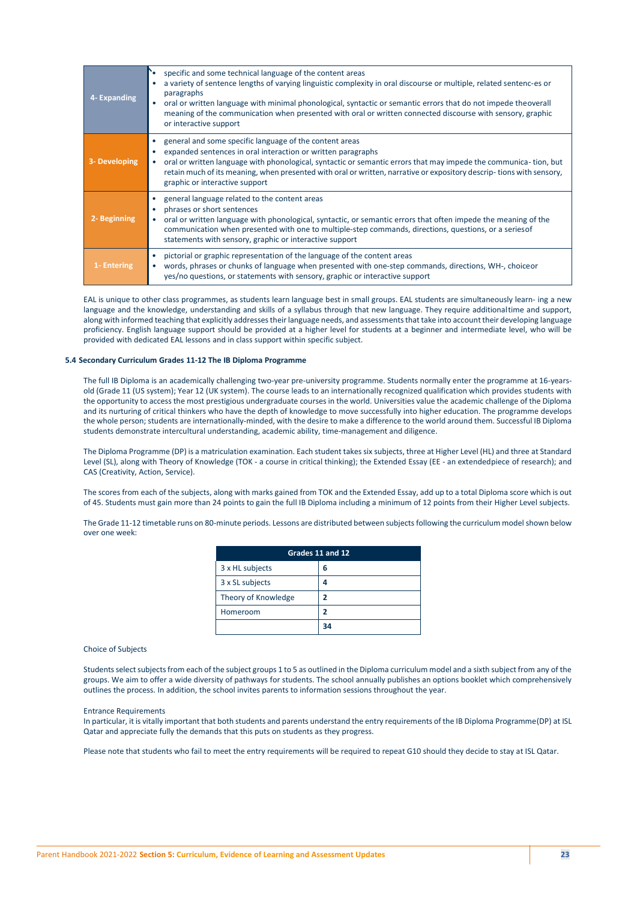| | |
|---|---|
| 4- Expanding | • specific and some technical language of the content areas<br>• a variety of sentence lengths of varying linguistic complexity in oral discourse or multiple, related sentenc-es or paragraphs<br>• oral or written language with minimal phonological, syntactic or semantic errors that do not impede theoverall meaning of the communication when presented with oral or written connected discourse with sensory, graphic or interactive support |
| 3- Developing | • general and some specific language of the content areas<br>• expanded sentences in oral interaction or written paragraphs<br>• oral or written language with phonological, syntactic or semantic errors that may impede the communica- tion, but retain much of its meaning, when presented with oral or written, narrative or expository descrip- tions with sensory, graphic or interactive support |
| 2- Beginning | • general language related to the content areas<br>• phrases or short sentences<br>• oral or written language with phonological, syntactic, or semantic errors that often impede the meaning of the communication when presented with one to multiple-step commands, directions, questions, or a seriesof statements with sensory, graphic or interactive support |
| 1- Entering | • pictorial or graphic representation of the language of the content areas<br>• words, phrases or chunks of language when presented with one-step commands, directions, WH-, choiceor yes/no questions, or statements with sensory, graphic or interactive support |

EAL is unique to other class programmes, as students learn language best in small groups. EAL students are simultaneously learn- ing a new language and the knowledge, understanding and skills of a syllabus through that new language. They require additionaltime and support, along with informed teaching that explicitly addresses their language needs, and assessments that take into account their developing language proficiency. English language support should be provided at a higher level for students at a beginner and intermediate level, who will be provided with dedicated EAL lessons and in class support within specific subject.

### 5.4 Secondary Curriculum Grades 11-12 The IB Diploma Programme

The full IB Diploma is an academically challenging two-year pre-university programme. Students normally enter the programme at 16-years-old (Grade 11 (US system); Year 12 (UK system). The course leads to an internationally recognized qualification which provides students with the opportunity to access the most prestigious undergraduate courses in the world. Universities value the academic challenge of the Diploma and its nurturing of critical thinkers who have the depth of knowledge to move successfully into higher education. The programme develops the whole person; students are internationally-minded, with the desire to make a difference to the world around them. Successful IB Diploma students demonstrate intercultural understanding, academic ability, time-management and diligence.

The Diploma Programme (DP) is a matriculation examination. Each student takes six subjects, three at Higher Level (HL) and three at Standard Level (SL), along with Theory of Knowledge (TOK - a course in critical thinking); the Extended Essay (EE - an extendedpiece of research); and CAS (Creativity, Action, Service).

The scores from each of the subjects, along with marks gained from TOK and the Extended Essay, add up to a total Diploma score which is out of 45. Students must gain more than 24 points to gain the full IB Diploma including a minimum of 12 points from their Higher Level subjects.

The Grade 11-12 timetable runs on 80-minute periods. Lessons are distributed between subjects following the curriculum model shown below over one week:

| Grades 11 and 12 | |
|---|---|
| 3 x HL subjects | **6** |
| 3 x SL subjects | **4** |
| Theory of Knowledge | **2** |
| Homeroom | **2** |
| | **34** |

Choice of Subjects

Students select subjects from each of the subject groups 1 to 5 as outlined in the Diploma curriculum model and a sixth subject from any of the groups. We aim to offer a wide diversity of pathways for students. The school annually publishes an options booklet which comprehensively outlines the process. In addition, the school invites parents to information sessions throughout the year.

Entrance Requirements

In particular, it is vitally important that both students and parents understand the entry requirements of the IB Diploma Programme(DP) at ISL Qatar and appreciate fully the demands that this puts on students as they progress.

Please note that students who fail to meet the entry requirements will be required to repeat G10 should they decide to stay at ISL Qatar.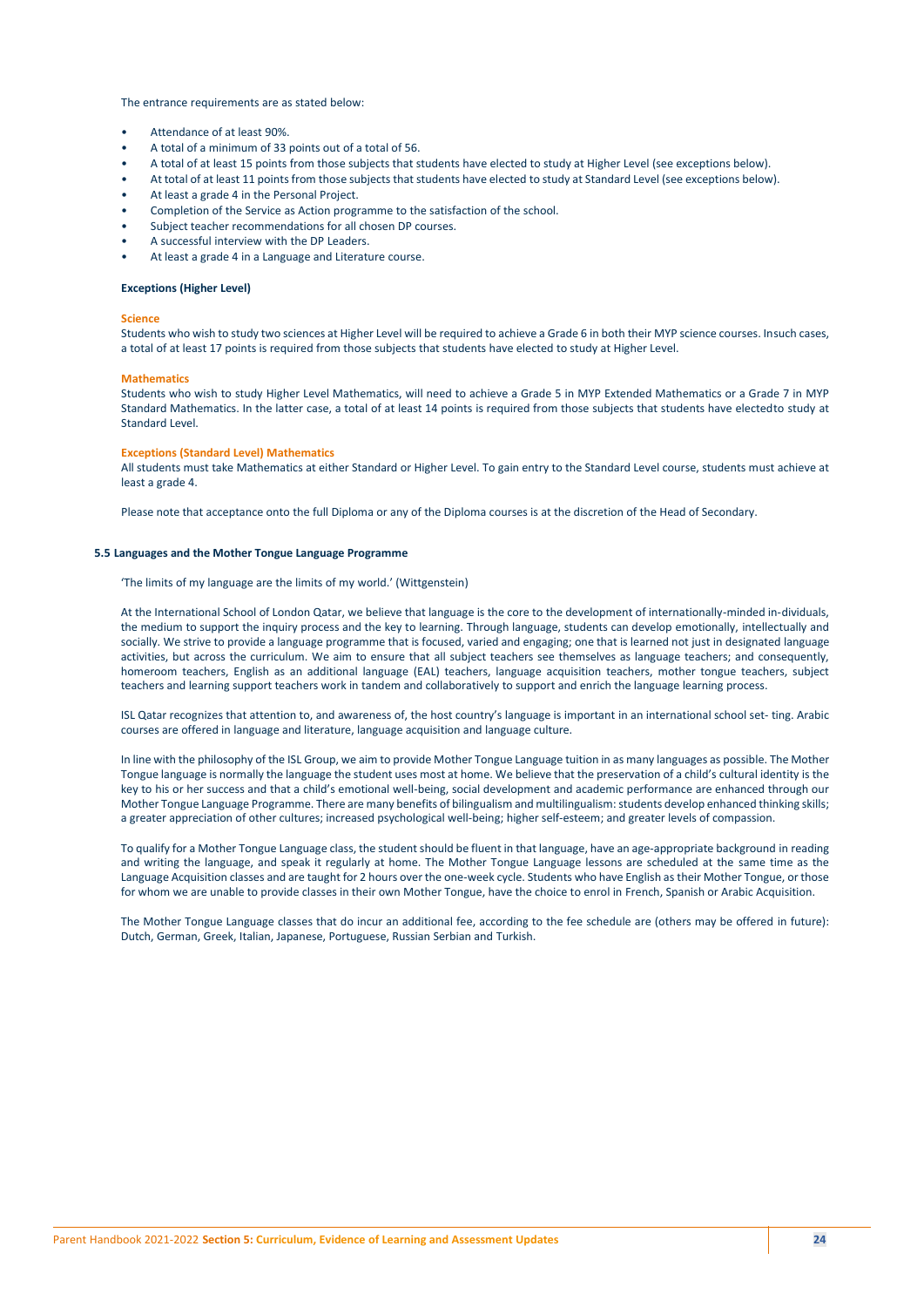The entrance requirements are as stated below:

- Attendance of at least 90%.
- A total of a minimum of 33 points out of a total of 56.
- A total of at least 15 points from those subjects that students have elected to study at Higher Level (see exceptions below).
- At total of at least 11 points from those subjects that students have elected to study at Standard Level (see exceptions below).
- At least a grade 4 in the Personal Project.
- Completion of the Service as Action programme to the satisfaction of the school.
- Subject teacher recommendations for all chosen DP courses.
- A successful interview with the DP Leaders.
- At least a grade 4 in a Language and Literature course.

**Exceptions (Higher Level)**

**Science**

Students who wish to study two sciences at Higher Level will be required to achieve a Grade 6 in both their MYP science courses. Insuch cases, a total of at least 17 points is required from those subjects that students have elected to study at Higher Level.

**Mathematics**

Students who wish to study Higher Level Mathematics, will need to achieve a Grade 5 in MYP Extended Mathematics or a Grade 7 in MYP Standard Mathematics. In the latter case, a total of at least 14 points is required from those subjects that students have electedto study at Standard Level.

**Exceptions (Standard Level) Mathematics**

All students must take Mathematics at either Standard or Higher Level. To gain entry to the Standard Level course, students must achieve at least a grade 4.

Please note that acceptance onto the full Diploma or any of the Diploma courses is at the discretion of the Head of Secondary.

### 5.5 Languages and the Mother Tongue Language Programme

'The limits of my language are the limits of my world.' (Wittgenstein)

At the International School of London Qatar, we believe that language is the core to the development of internationally-minded in-dividuals, the medium to support the inquiry process and the key to learning. Through language, students can develop emotionally, intellectually and socially. We strive to provide a language programme that is focused, varied and engaging; one that is learned not just in designated language activities, but across the curriculum. We aim to ensure that all subject teachers see themselves as language teachers; and consequently, homeroom teachers, English as an additional language (EAL) teachers, language acquisition teachers, mother tongue teachers, subject teachers and learning support teachers work in tandem and collaboratively to support and enrich the language learning process.

ISL Qatar recognizes that attention to, and awareness of, the host country's language is important in an international school set- ting. Arabic courses are offered in language and literature, language acquisition and language culture.

In line with the philosophy of the ISL Group, we aim to provide Mother Tongue Language tuition in as many languages as possible. The Mother Tongue language is normally the language the student uses most at home. We believe that the preservation of a child's cultural identity is the key to his or her success and that a child's emotional well-being, social development and academic performance are enhanced through our Mother Tongue Language Programme. There are many benefits of bilingualism and multilingualism: students develop enhanced thinking skills; a greater appreciation of other cultures; increased psychological well-being; higher self-esteem; and greater levels of compassion.

To qualify for a Mother Tongue Language class, the student should be fluent in that language, have an age-appropriate background in reading and writing the language, and speak it regularly at home. The Mother Tongue Language lessons are scheduled at the same time as the Language Acquisition classes and are taught for 2 hours over the one-week cycle. Students who have English as their Mother Tongue, or those for whom we are unable to provide classes in their own Mother Tongue, have the choice to enrol in French, Spanish or Arabic Acquisition.

The Mother Tongue Language classes that do incur an additional fee, according to the fee schedule are (others may be offered in future): Dutch, German, Greek, Italian, Japanese, Portuguese, Russian Serbian and Turkish.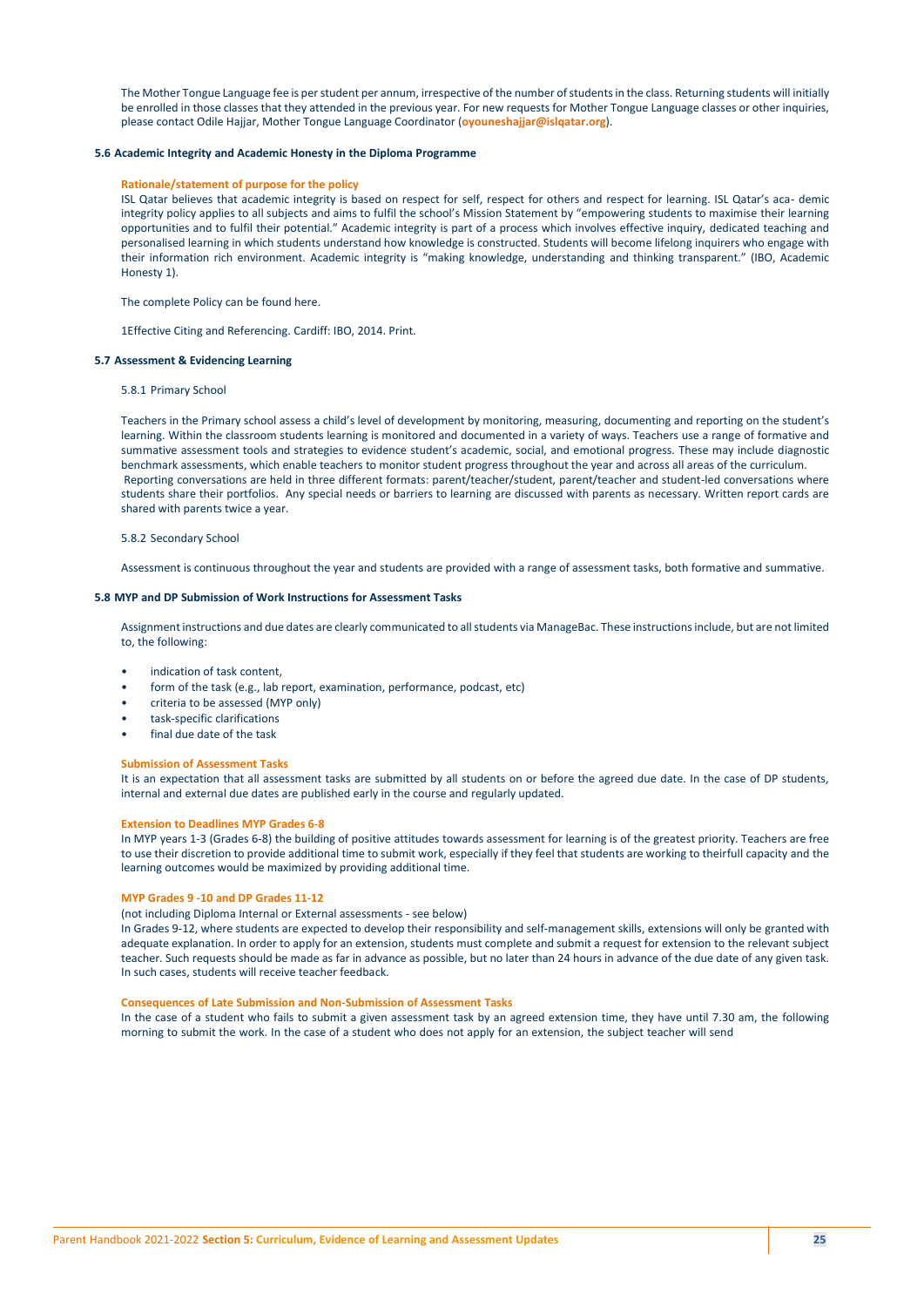The Mother Tongue Language fee is per student per annum, irrespective of the number of students in the class. Returning students will initially be enrolled in those classes that they attended in the previous year. For new requests for Mother Tongue Language classes or other inquiries, please contact Odile Hajjar, Mother Tongue Language Coordinator (**oyouneshajjar@islqatar.org**).

### 5.6 Academic Integrity and Academic Honesty in the Diploma Programme

**Rationale/statement of purpose for the policy**

ISL Qatar believes that academic integrity is based on respect for self, respect for others and respect for learning. ISL Qatar's aca- demic integrity policy applies to all subjects and aims to fulfil the school's Mission Statement by "empowering students to maximise their learning opportunities and to fulfil their potential." Academic integrity is part of a process which involves effective inquiry, dedicated teaching and personalised learning in which students understand how knowledge is constructed. Students will become lifelong inquirers who engage with their information rich environment. Academic integrity is "making knowledge, understanding and thinking transparent." (IBO, Academic Honesty 1).

The complete Policy can be found here.

1Effective Citing and Referencing. Cardiff: IBO, 2014. Print.

### 5.7 Assessment & Evidencing Learning

5.8.1 Primary School

Teachers in the Primary school assess a child's level of development by monitoring, measuring, documenting and reporting on the student's learning. Within the classroom students learning is monitored and documented in a variety of ways. Teachers use a range of formative and summative assessment tools and strategies to evidence student's academic, social, and emotional progress. These may include diagnostic benchmark assessments, which enable teachers to monitor student progress throughout the year and across all areas of the curriculum.
Reporting conversations are held in three different formats: parent/teacher/student, parent/teacher and student-led conversations where students share their portfolios. Any special needs or barriers to learning are discussed with parents as necessary. Written report cards are shared with parents twice a year.

5.8.2 Secondary School

Assessment is continuous throughout the year and students are provided with a range of assessment tasks, both formative and summative.

### 5.8 MYP and DP Submission of Work Instructions for Assessment Tasks

Assignment instructions and due dates are clearly communicated to all students via ManageBac. These instructions include, but are not limited to, the following:

- indication of task content,
- form of the task (e.g., lab report, examination, performance, podcast, etc)
- criteria to be assessed (MYP only)
- task-specific clarifications
- final due date of the task

**Submission of Assessment Tasks**

It is an expectation that all assessment tasks are submitted by all students on or before the agreed due date. In the case of DP students, internal and external due dates are published early in the course and regularly updated.

**Extension to Deadlines MYP Grades 6-8**

In MYP years 1-3 (Grades 6-8) the building of positive attitudes towards assessment for learning is of the greatest priority. Teachers are free to use their discretion to provide additional time to submit work, especially if they feel that students are working to theirfull capacity and the learning outcomes would be maximized by providing additional time.

**MYP Grades 9 -10 and DP Grades 11-12**

(not including Diploma Internal or External assessments - see below)

In Grades 9-12, where students are expected to develop their responsibility and self-management skills, extensions will only be granted with adequate explanation. In order to apply for an extension, students must complete and submit a request for extension to the relevant subject teacher. Such requests should be made as far in advance as possible, but no later than 24 hours in advance of the due date of any given task. In such cases, students will receive teacher feedback.

**Consequences of Late Submission and Non-Submission of Assessment Tasks**

In the case of a student who fails to submit a given assessment task by an agreed extension time, they have until 7.30 am, the following morning to submit the work. In the case of a student who does not apply for an extension, the subject teacher will send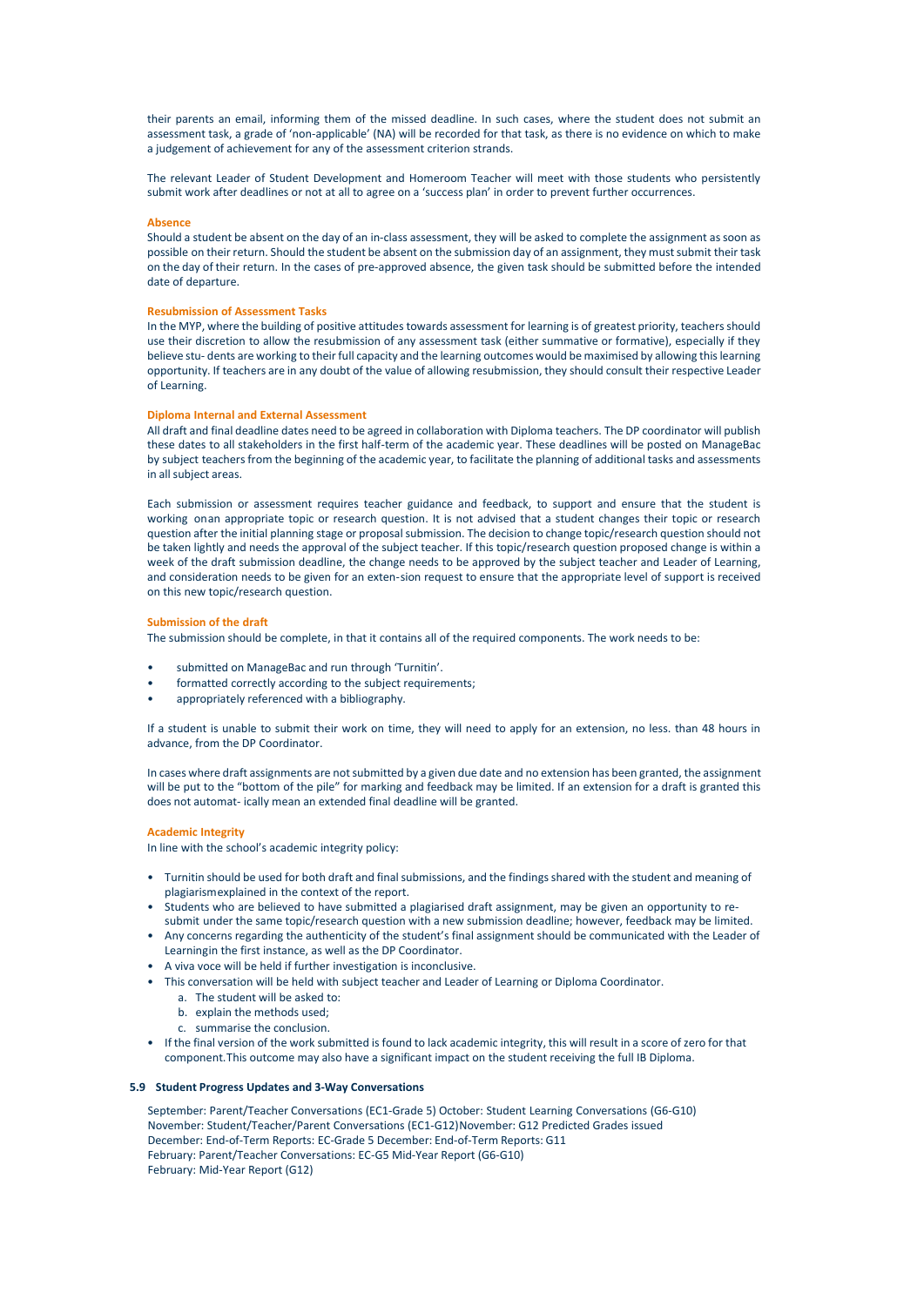their parents an email, informing them of the missed deadline. In such cases, where the student does not submit an assessment task, a grade of 'non-applicable' (NA) will be recorded for that task, as there is no evidence on which to make a judgement of achievement for any of the assessment criterion strands.

The relevant Leader of Student Development and Homeroom Teacher will meet with those students who persistently submit work after deadlines or not at all to agree on a 'success plan' in order to prevent further occurrences.

#### Absence

Should a student be absent on the day of an in-class assessment, they will be asked to complete the assignment as soon as possible on their return. Should the student be absent on the submission day of an assignment, they must submit their task on the day of their return. In the cases of pre-approved absence, the given task should be submitted before the intended date of departure.

#### Resubmission of Assessment Tasks

In the MYP, where the building of positive attitudes towards assessment for learning is of greatest priority, teachers should use their discretion to allow the resubmission of any assessment task (either summative or formative), especially if they believe stu- dents are working to their full capacity and the learning outcomes would be maximised by allowing this learning opportunity. If teachers are in any doubt of the value of allowing resubmission, they should consult their respective Leader of Learning.

#### Diploma Internal and External Assessment

All draft and final deadline dates need to be agreed in collaboration with Diploma teachers. The DP coordinator will publish these dates to all stakeholders in the first half-term of the academic year. These deadlines will be posted on ManageBac by subject teachers from the beginning of the academic year, to facilitate the planning of additional tasks and assessments in all subject areas.

Each submission or assessment requires teacher guidance and feedback, to support and ensure that the student is working onan appropriate topic or research question. It is not advised that a student changes their topic or research question after the initial planning stage or proposal submission. The decision to change topic/research question should not be taken lightly and needs the approval of the subject teacher. If this topic/research question proposed change is within a week of the draft submission deadline, the change needs to be approved by the subject teacher and Leader of Learning, and consideration needs to be given for an exten-sion request to ensure that the appropriate level of support is received on this new topic/research question.

#### Submission of the draft

The submission should be complete, in that it contains all of the required components. The work needs to be:

- submitted on ManageBac and run through 'Turnitin'.
- formatted correctly according to the subject requirements;
- appropriately referenced with a bibliography.

If a student is unable to submit their work on time, they will need to apply for an extension, no less. than 48 hours in advance, from the DP Coordinator.

In cases where draft assignments are not submitted by a given due date and no extension has been granted, the assignment will be put to the "bottom of the pile" for marking and feedback may be limited. If an extension for a draft is granted this does not automat- ically mean an extended final deadline will be granted.

#### Academic Integrity

In line with the school's academic integrity policy:

- Turnitin should be used for both draft and final submissions, and the findings shared with the student and meaning of plagiarismexplained in the context of the report.
- Students who are believed to have submitted a plagiarised draft assignment, may be given an opportunity to re-submit under the same topic/research question with a new submission deadline; however, feedback may be limited.
- Any concerns regarding the authenticity of the student's final assignment should be communicated with the Leader of Learningin the first instance, as well as the DP Coordinator.
- A viva voce will be held if further investigation is inconclusive.
- This conversation will be held with subject teacher and Leader of Learning or Diploma Coordinator.
    a. The student will be asked to:
    b. explain the methods used;
    c. summarise the conclusion.
- If the final version of the work submitted is found to lack academic integrity, this will result in a score of zero for that component.This outcome may also have a significant impact on the student receiving the full IB Diploma.

### 5.9 Student Progress Updates and 3-Way Conversations

September: Parent/Teacher Conversations (EC1-Grade 5) October: Student Learning Conversations (G6-G10)
November: Student/Teacher/Parent Conversations (EC1-G12)November: G12 Predicted Grades issued
December: End-of-Term Reports: EC-Grade 5 December: End-of-Term Reports: G11
February: Parent/Teacher Conversations: EC-G5 Mid-Year Report (G6-G10)
February: Mid-Year Report (G12)